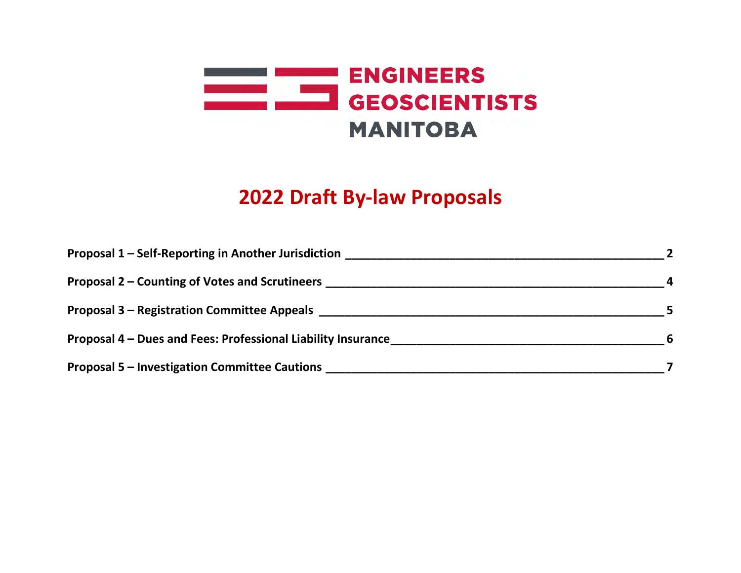ENGINEERS
GEOSCIENTISTS
MANITOBA

# 2022 Draft By-law Proposals

**Proposal 1 – Self-Reporting in Another Jurisdiction** ______ 2

**Proposal 2 – Counting of Votes and Scrutineers** ______ 4

**Proposal 3 – Registration Committee Appeals** ______ 5

**Proposal 4 – Dues and Fees: Professional Liability Insurance** ______ 6

**Proposal 5 – Investigation Committee Cautions** ______ 7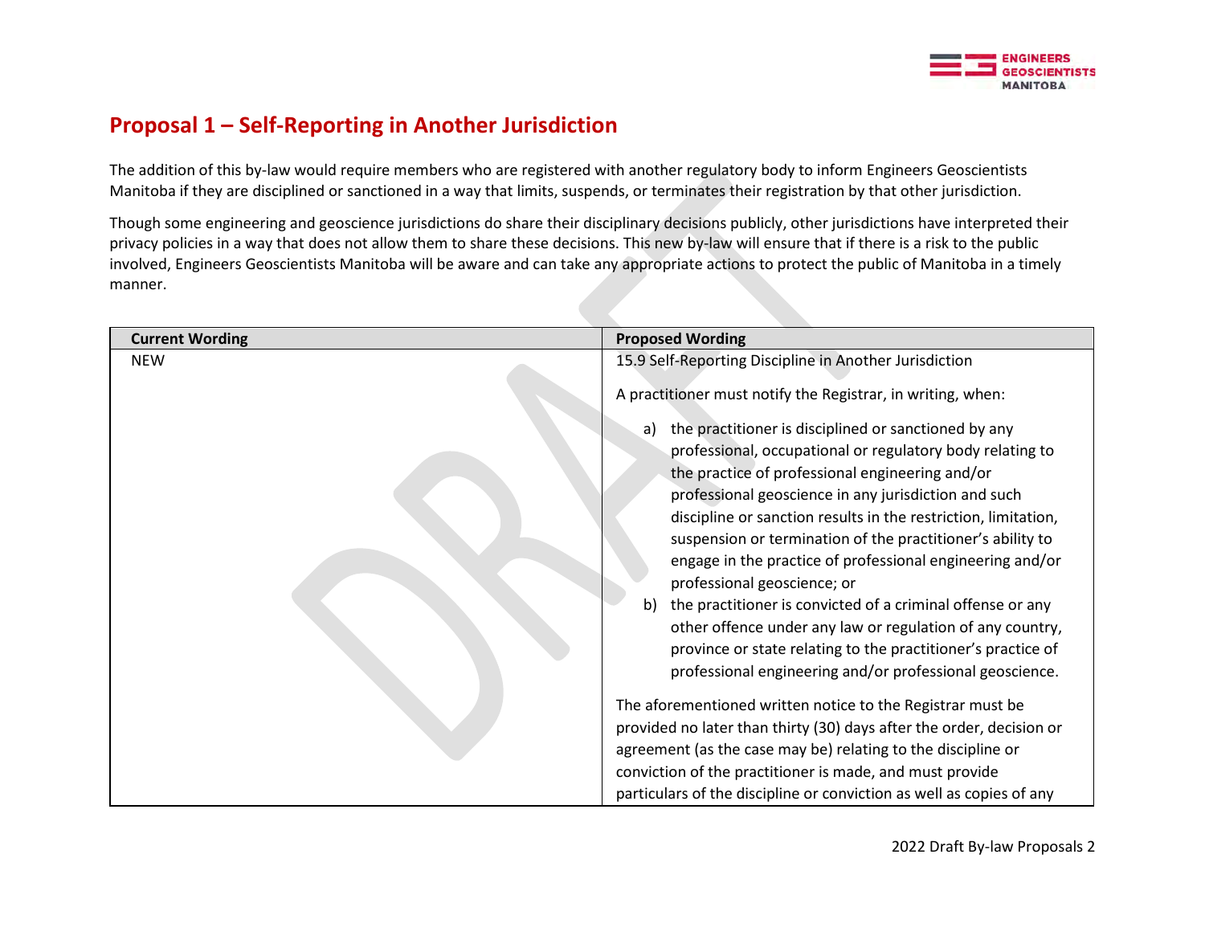## Proposal 1 – Self-Reporting in Another Jurisdiction

The addition of this by-law would require members who are registered with another regulatory body to inform Engineers Geoscientists Manitoba if they are disciplined or sanctioned in a way that limits, suspends, or terminates their registration by that other jurisdiction.

Though some engineering and geoscience jurisdictions do share their disciplinary decisions publicly, other jurisdictions have interpreted their privacy policies in a way that does not allow them to share these decisions. This new by-law will ensure that if there is a risk to the public involved, Engineers Geoscientists Manitoba will be aware and can take any appropriate actions to protect the public of Manitoba in a timely manner.

| Current Wording | Proposed Wording |
| --- | --- |
| NEW | 15.9 Self-Reporting Discipline in Another Jurisdiction<br><br>A practitioner must notify the Registrar, in writing, when:<br><br>a) the practitioner is disciplined or sanctioned by any professional, occupational or regulatory body relating to the practice of professional engineering and/or professional geoscience in any jurisdiction and such discipline or sanction results in the restriction, limitation, suspension or termination of the practitioner's ability to engage in the practice of professional engineering and/or professional geoscience; or<br>b) the practitioner is convicted of a criminal offense or any other offence under any law or regulation of any country, province or state relating to the practitioner's practice of professional engineering and/or professional geoscience.<br><br>The aforementioned written notice to the Registrar must be provided no later than thirty (30) days after the order, decision or agreement (as the case may be) relating to the discipline or conviction of the practitioner is made, and must provide particulars of the discipline or conviction as well as copies of any |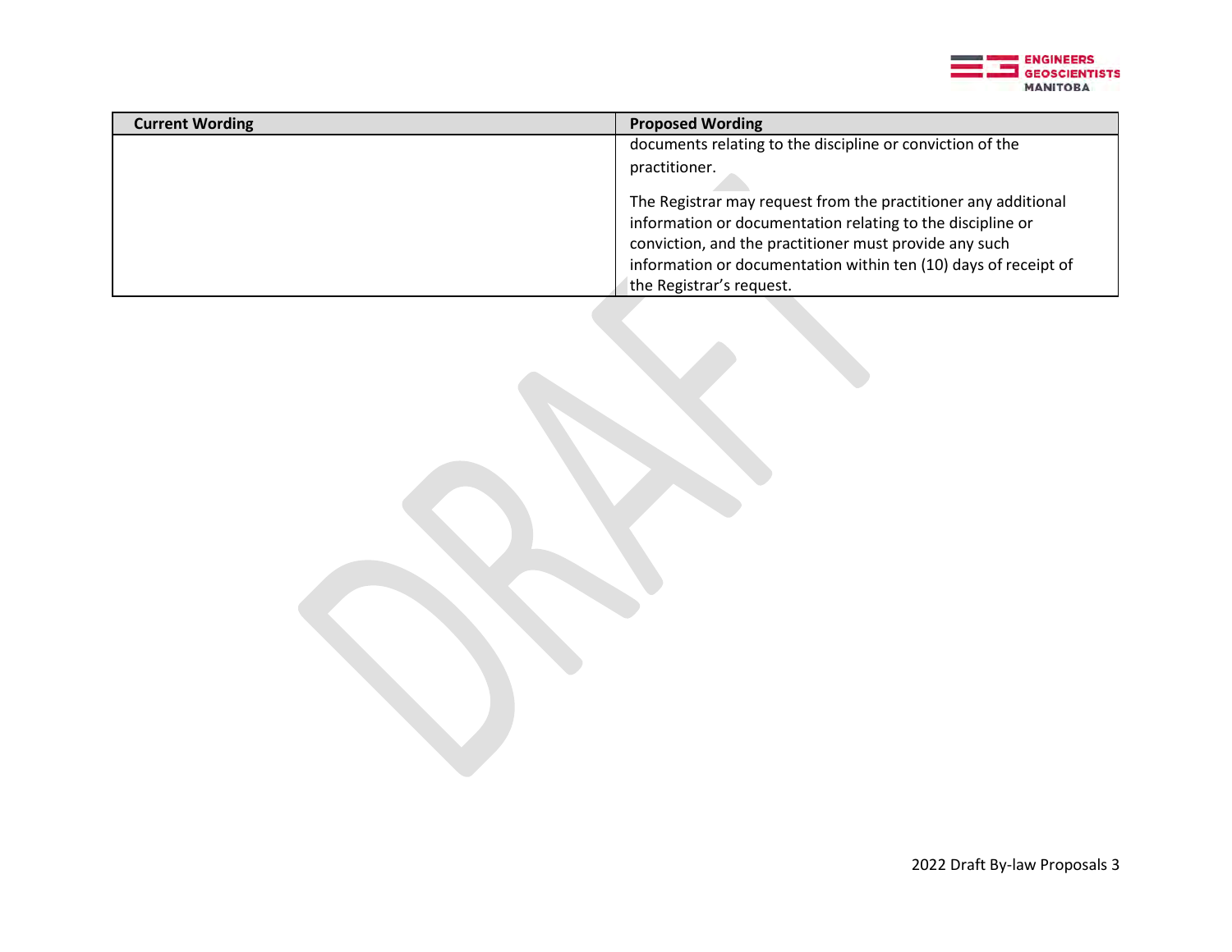| Current Wording | Proposed Wording |
| --- | --- |
| | documents relating to the discipline or conviction of the practitioner.<br><br>The Registrar may request from the practitioner any additional information or documentation relating to the discipline or conviction, and the practitioner must provide any such information or documentation within ten (10) days of receipt of the Registrar's request. |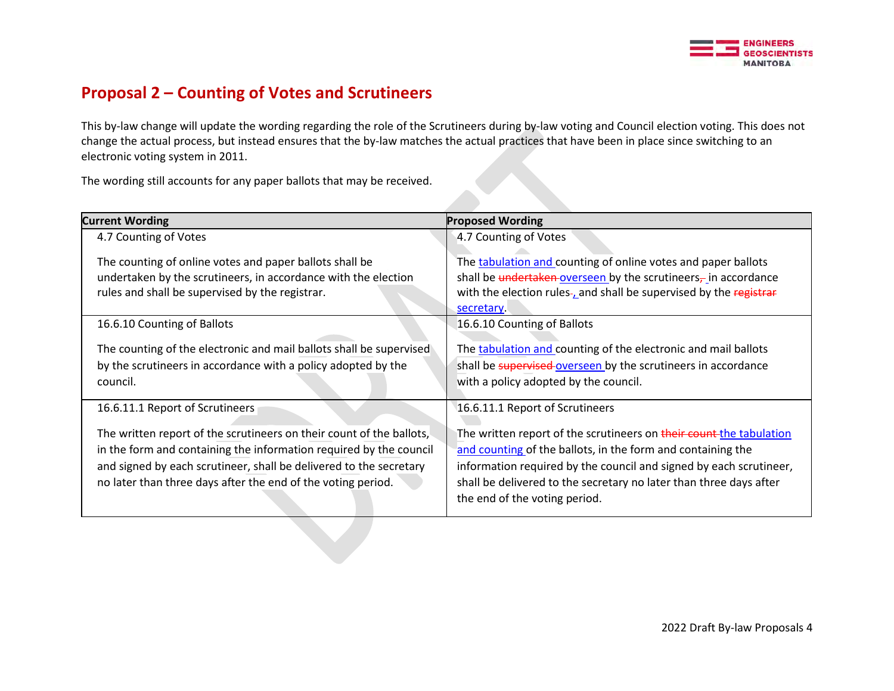## Proposal 2 – Counting of Votes and Scrutineers

This by-law change will update the wording regarding the role of the Scrutineers during by-law voting and Council election voting. This does not change the actual process, but instead ensures that the by-law matches the actual practices that have been in place since switching to an electronic voting system in 2011.

The wording still accounts for any paper ballots that may be received.

| Current Wording | Proposed Wording |
|---|---|
| 4.7 Counting of Votes<br><br>The counting of online votes and paper ballots shall be undertaken by the scrutineers, in accordance with the election rules and shall be supervised by the registrar. | 4.7 Counting of Votes<br><br>The tabulation and counting of online votes and paper ballots shall be ~~undertaken~~ overseen by the scrutineers~~,~~ in accordance with the election rules~~.~~, and shall be supervised by the ~~registrar~~ secretary. |
| 16.6.10 Counting of Ballots<br><br>The counting of the electronic and mail ballots shall be supervised by the scrutineers in accordance with a policy adopted by the council. | 16.6.10 Counting of Ballots<br><br>The tabulation and counting of the electronic and mail ballots shall be ~~supervised~~ overseen by the scrutineers in accordance with a policy adopted by the council. |
| 16.6.11.1 Report of Scrutineers<br><br>The written report of the scrutineers on their count of the ballots, in the form and containing the information required by the council and signed by each scrutineer, shall be delivered to the secretary no later than three days after the end of the voting period. | 16.6.11.1 Report of Scrutineers<br><br>The written report of the scrutineers on ~~their count~~ the tabulation and counting of the ballots, in the form and containing the information required by the council and signed by each scrutineer, shall be delivered to the secretary no later than three days after the end of the voting period. |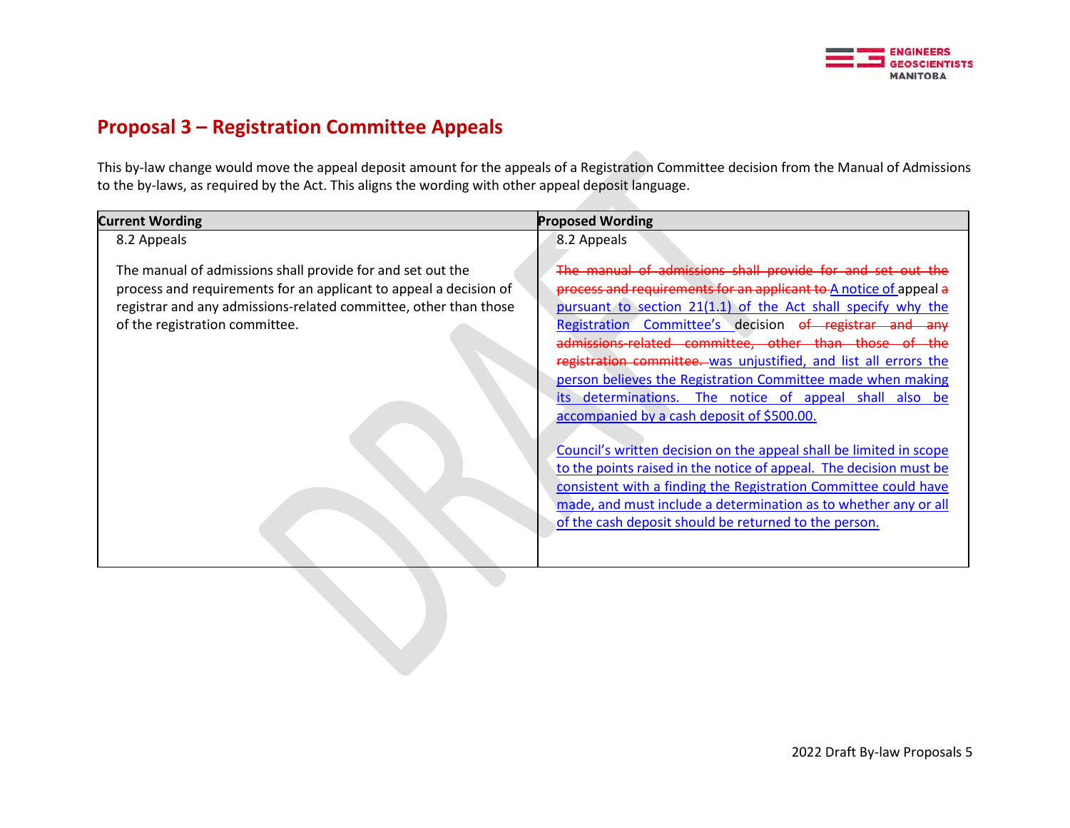## Proposal 3 – Registration Committee Appeals

This by-law change would move the appeal deposit amount for the appeals of a Registration Committee decision from the Manual of Admissions to the by-laws, as required by the Act. This aligns the wording with other appeal deposit language.

| Current Wording | Proposed Wording |
|---|---|
| 8.2 Appeals<br><br>The manual of admissions shall provide for and set out the process and requirements for an applicant to appeal a decision of registrar and any admissions-related committee, other than those of the registration committee. | 8.2 Appeals<br><br>~~The manual of admissions shall provide for and set out the process and requirements for an applicant to~~ A notice of appeal ~~a~~ pursuant to section 21(1.1) of the Act shall specify why the Registration Committee's decision ~~of registrar and any admissions-related committee, other than those of the registration committee.~~ was unjustified, and list all errors the person believes the Registration Committee made when making its determinations. The notice of appeal shall also be accompanied by a cash deposit of $500.00.<br><br>Council's written decision on the appeal shall be limited in scope to the points raised in the notice of appeal. The decision must be consistent with a finding the Registration Committee could have made, and must include a determination as to whether any or all of the cash deposit should be returned to the person. |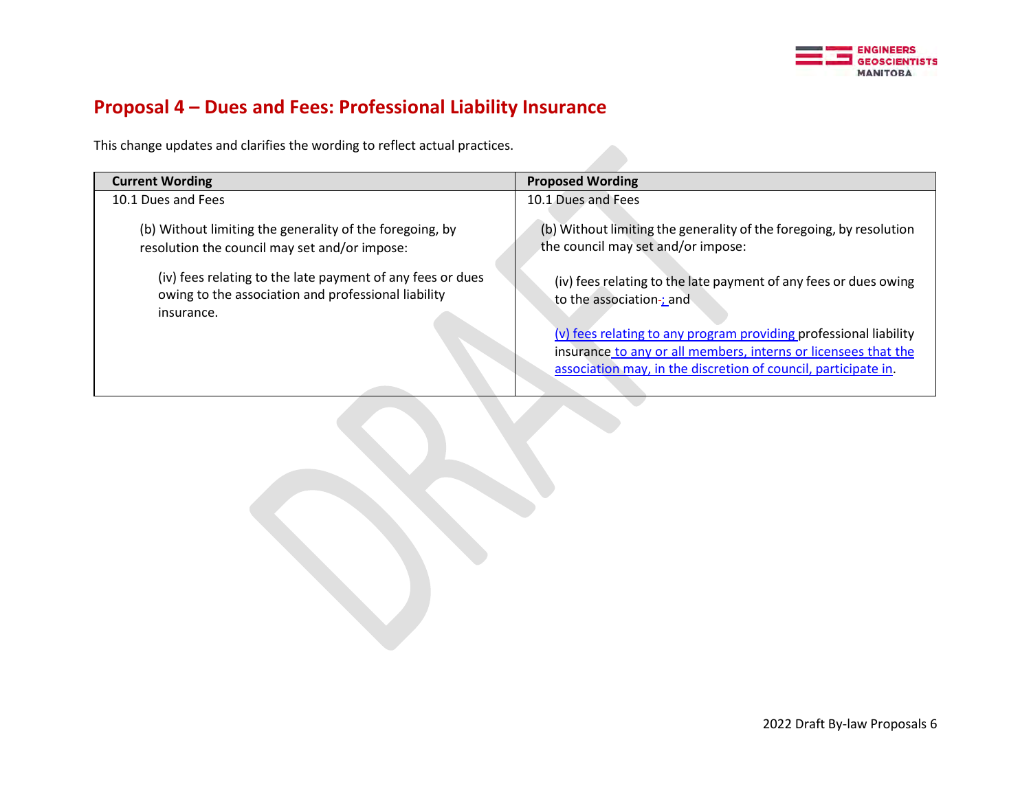## Proposal 4 – Dues and Fees: Professional Liability Insurance

This change updates and clarifies the wording to reflect actual practices.

| Current Wording | Proposed Wording |
|---|---|
| 10.1 Dues and Fees<br><br>(b) Without limiting the generality of the foregoing, by resolution the council may set and/or impose:<br><br>(iv) fees relating to the late payment of any fees or dues owing to the association and professional liability insurance. | 10.1 Dues and Fees<br><br>(b) Without limiting the generality of the foregoing, by resolution the council may set and/or impose:<br><br>(iv) fees relating to the late payment of any fees or dues owing to the association; and<br><br>(v) fees relating to any program providing professional liability insurance to any or all members, interns or licensees that the association may, in the discretion of council, participate in. |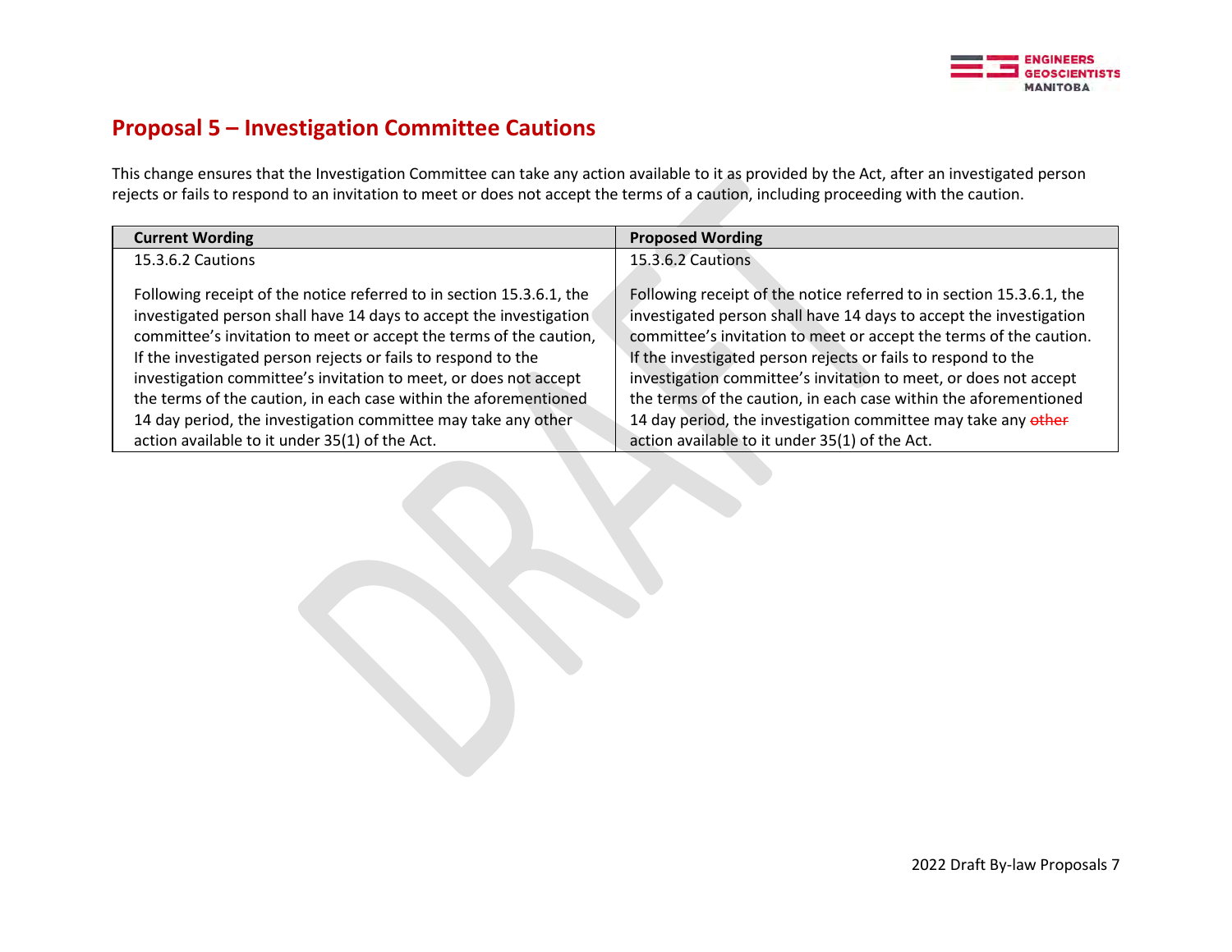## Proposal 5 – Investigation Committee Cautions

This change ensures that the Investigation Committee can take any action available to it as provided by the Act, after an investigated person rejects or fails to respond to an invitation to meet or does not accept the terms of a caution, including proceeding with the caution.

| Current Wording | Proposed Wording |
| --- | --- |
| 15.3.6.2 Cautions<br><br>Following receipt of the notice referred to in section 15.3.6.1, the investigated person shall have 14 days to accept the investigation committee's invitation to meet or accept the terms of the caution, If the investigated person rejects or fails to respond to the investigation committee's invitation to meet, or does not accept the terms of the caution, in each case within the aforementioned 14 day period, the investigation committee may take any other action available to it under 35(1) of the Act. | 15.3.6.2 Cautions<br><br>Following receipt of the notice referred to in section 15.3.6.1, the investigated person shall have 14 days to accept the investigation committee's invitation to meet or accept the terms of the caution. If the investigated person rejects or fails to respond to the investigation committee's invitation to meet, or does not accept the terms of the caution, in each case within the aforementioned 14 day period, the investigation committee may take any ~~other~~ action available to it under 35(1) of the Act. |